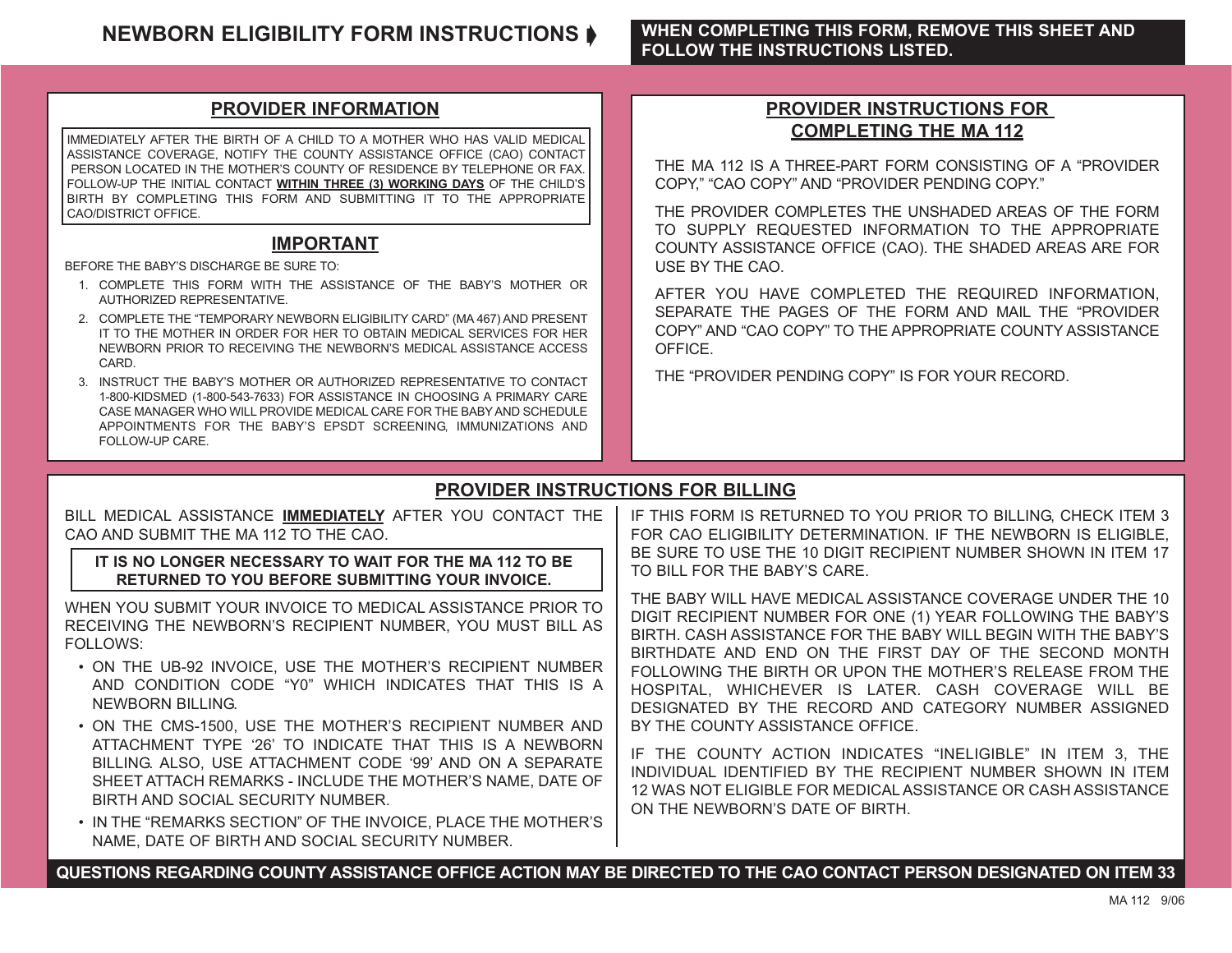# NEWBORN ELIGIBILITY FORM INSTRUCTIONS

**WHEN COMPLETING THIS FORM, REMOVE THIS SHEET AND FOLLOW THE INSTRUCTIONS LISTED.**

## PROVIDER INFORMATION

IMMEDIATELY AFTER THE BIRTH OF A CHILD TO A MOTHER WHO HAS VALID MEDICAL ASSISTANCE COVERAGE, NOTIFY THE COUNTY ASSISTANCE OFFICE (CAO) CONTACT PERSON LOCATED IN THE MOTHER'S COUNTY OF RESIDENCE BY TELEPHONE OR FAX. FOLLOW-UP THE INITIAL CONTACT **WITHIN THREE (3) WORKING DAYS** OF THE CHILD'S BIRTH BY COMPLETING THIS FORM AND SUBMITTING IT TO THE APPROPRIATE CAO/DISTRICT OFFICE.

## IMPORTANT

BEFORE THE BABY'S DISCHARGE BE SURE TO:

1. COMPLETE THIS FORM WITH THE ASSISTANCE OF THE BABY'S MOTHER OR AUTHORIZED REPRESENTATIVE.
2. COMPLETE THE "TEMPORARY NEWBORN ELIGIBILITY CARD" (MA 467) AND PRESENT IT TO THE MOTHER IN ORDER FOR HER TO OBTAIN MEDICAL SERVICES FOR HER NEWBORN PRIOR TO RECEIVING THE NEWBORN'S MEDICAL ASSISTANCE ACCESS CARD.
3. INSTRUCT THE BABY'S MOTHER OR AUTHORIZED REPRESENTATIVE TO CONTACT 1-800-KIDSMED (1-800-543-7633) FOR ASSISTANCE IN CHOOSING A PRIMARY CARE CASE MANAGER WHO WILL PROVIDE MEDICAL CARE FOR THE BABY AND SCHEDULE APPOINTMENTS FOR THE BABY'S EPSDT SCREENING, IMMUNIZATIONS AND FOLLOW-UP CARE.

## PROVIDER INSTRUCTIONS FOR COMPLETING THE MA 112

THE MA 112 IS A THREE-PART FORM CONSISTING OF A "PROVIDER COPY," "CAO COPY" AND "PROVIDER PENDING COPY."

THE PROVIDER COMPLETES THE UNSHADED AREAS OF THE FORM TO SUPPLY REQUESTED INFORMATION TO THE APPROPRIATE COUNTY ASSISTANCE OFFICE (CAO). THE SHADED AREAS ARE FOR USE BY THE CAO.

AFTER YOU HAVE COMPLETED THE REQUIRED INFORMATION, SEPARATE THE PAGES OF THE FORM AND MAIL THE "PROVIDER COPY" AND "CAO COPY" TO THE APPROPRIATE COUNTY ASSISTANCE OFFICE.

THE "PROVIDER PENDING COPY" IS FOR YOUR RECORD.

## PROVIDER INSTRUCTIONS FOR BILLING

BILL MEDICAL ASSISTANCE **IMMEDIATELY** AFTER YOU CONTACT THE CAO AND SUBMIT THE MA 112 TO THE CAO.

**IT IS NO LONGER NECESSARY TO WAIT FOR THE MA 112 TO BE RETURNED TO YOU BEFORE SUBMITTING YOUR INVOICE.**

WHEN YOU SUBMIT YOUR INVOICE TO MEDICAL ASSISTANCE PRIOR TO RECEIVING THE NEWBORN'S RECIPIENT NUMBER, YOU MUST BILL AS FOLLOWS:

- ON THE UB-92 INVOICE, USE THE MOTHER'S RECIPIENT NUMBER AND CONDITION CODE "Y0" WHICH INDICATES THAT THIS IS A NEWBORN BILLING.
- ON THE CMS-1500, USE THE MOTHER'S RECIPIENT NUMBER AND ATTACHMENT TYPE '26' TO INDICATE THAT THIS IS A NEWBORN BILLING. ALSO, USE ATTACHMENT CODE '99' AND ON A SEPARATE SHEET ATTACH REMARKS - INCLUDE THE MOTHER'S NAME, DATE OF BIRTH AND SOCIAL SECURITY NUMBER.
- IN THE "REMARKS SECTION" OF THE INVOICE, PLACE THE MOTHER'S NAME, DATE OF BIRTH AND SOCIAL SECURITY NUMBER.

IF THIS FORM IS RETURNED TO YOU PRIOR TO BILLING, CHECK ITEM 3 FOR CAO ELIGIBILITY DETERMINATION. IF THE NEWBORN IS ELIGIBLE, BE SURE TO USE THE 10 DIGIT RECIPIENT NUMBER SHOWN IN ITEM 17 TO BILL FOR THE BABY'S CARE.

THE BABY WILL HAVE MEDICAL ASSISTANCE COVERAGE UNDER THE 10 DIGIT RECIPIENT NUMBER FOR ONE (1) YEAR FOLLOWING THE BABY'S BIRTH. CASH ASSISTANCE FOR THE BABY WILL BEGIN WITH THE BABY'S BIRTHDATE AND END ON THE FIRST DAY OF THE SECOND MONTH FOLLOWING THE BIRTH OR UPON THE MOTHER'S RELEASE FROM THE HOSPITAL, WHICHEVER IS LATER. CASH COVERAGE WILL BE DESIGNATED BY THE RECORD AND CATEGORY NUMBER ASSIGNED BY THE COUNTY ASSISTANCE OFFICE.

IF THE COUNTY ACTION INDICATES "INELIGIBLE" IN ITEM 3, THE INDIVIDUAL IDENTIFIED BY THE RECIPIENT NUMBER SHOWN IN ITEM 12 WAS NOT ELIGIBLE FOR MEDICAL ASSISTANCE OR CASH ASSISTANCE ON THE NEWBORN'S DATE OF BIRTH.

**QUESTIONS REGARDING COUNTY ASSISTANCE OFFICE ACTION MAY BE DIRECTED TO THE CAO CONTACT PERSON DESIGNATED ON ITEM 33**

MA 112 9/06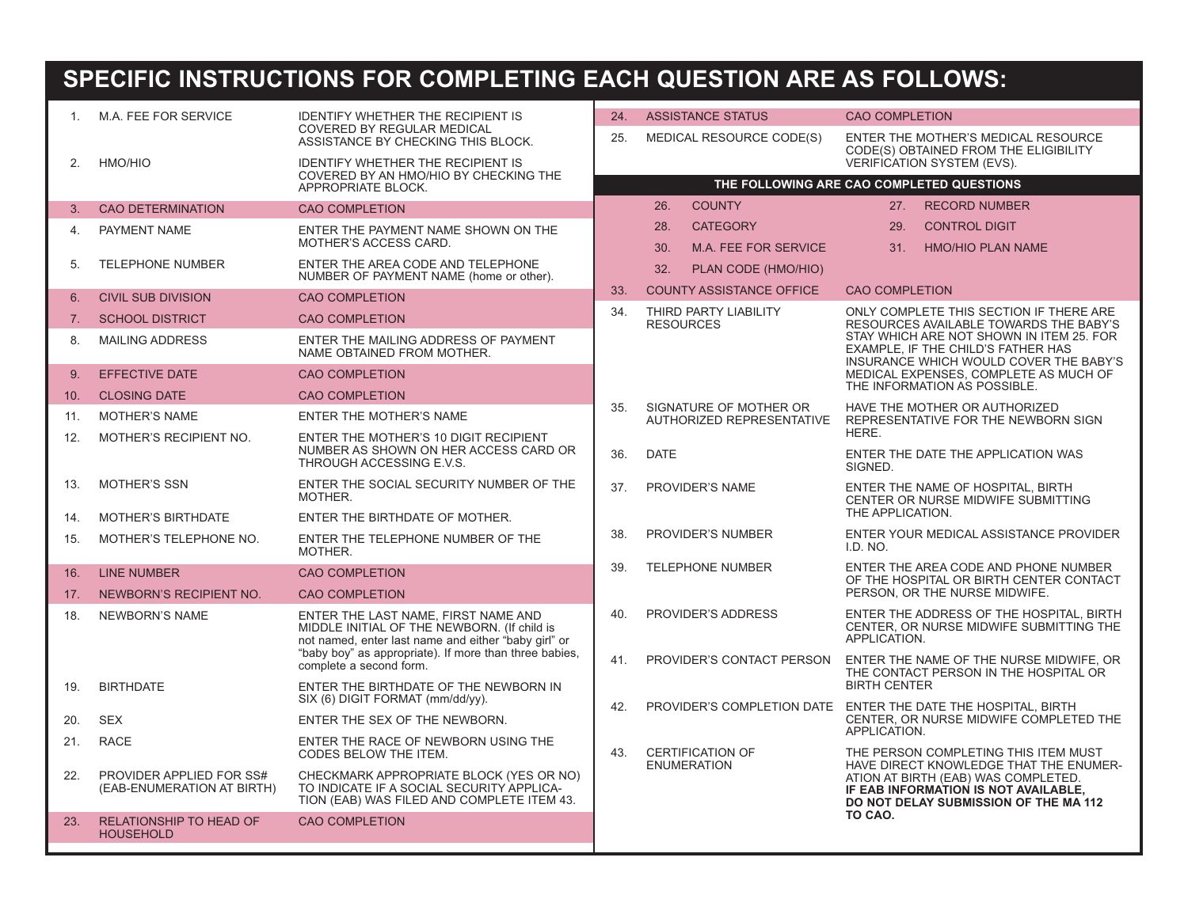## SPECIFIC INSTRUCTIONS FOR COMPLETING EACH QUESTION ARE AS FOLLOWS:

| No. | Item | Instruction |
|---|---|---|
| 1. | M.A. FEE FOR SERVICE | IDENTIFY WHETHER THE RECIPIENT IS COVERED BY REGULAR MEDICAL ASSISTANCE BY CHECKING THIS BLOCK. |
| 2. | HMO/HIO | IDENTIFY WHETHER THE RECIPIENT IS COVERED BY AN HMO/HIO BY CHECKING THE APPROPRIATE BLOCK. |
| 3. | CAO DETERMINATION | CAO COMPLETION |
| 4. | PAYMENT NAME | ENTER THE PAYMENT NAME SHOWN ON THE MOTHER'S ACCESS CARD. |
| 5. | TELEPHONE NUMBER | ENTER THE AREA CODE AND TELEPHONE NUMBER OF PAYMENT NAME (home or other). |
| 6. | CIVIL SUB DIVISION | CAO COMPLETION |
| 7. | SCHOOL DISTRICT | CAO COMPLETION |
| 8. | MAILING ADDRESS | ENTER THE MAILING ADDRESS OF PAYMENT NAME OBTAINED FROM MOTHER. |
| 9. | EFFECTIVE DATE | CAO COMPLETION |
| 10. | CLOSING DATE | CAO COMPLETION |
| 11. | MOTHER'S NAME | ENTER THE MOTHER'S NAME |
| 12. | MOTHER'S RECIPIENT NO. | ENTER THE MOTHER'S 10 DIGIT RECIPIENT NUMBER AS SHOWN ON HER ACCESS CARD OR THROUGH ACCESSING E.V.S. |
| 13. | MOTHER'S SSN | ENTER THE SOCIAL SECURITY NUMBER OF THE MOTHER. |
| 14. | MOTHER'S BIRTHDATE | ENTER THE BIRTHDATE OF MOTHER. |
| 15. | MOTHER'S TELEPHONE NO. | ENTER THE TELEPHONE NUMBER OF THE MOTHER. |
| 16. | LINE NUMBER | CAO COMPLETION |
| 17. | NEWBORN'S RECIPIENT NO. | CAO COMPLETION |
| 18. | NEWBORN'S NAME | ENTER THE LAST NAME, FIRST NAME AND MIDDLE INITIAL OF THE NEWBORN. (If child is not named, enter last name and either "baby girl" or "baby boy" as appropriate). If more than three babies, complete a second form. |
| 19. | BIRTHDATE | ENTER THE BIRTHDATE OF THE NEWBORN IN SIX (6) DIGIT FORMAT (mm/dd/yy). |
| 20. | SEX | ENTER THE SEX OF THE NEWBORN. |
| 21. | RACE | ENTER THE RACE OF NEWBORN USING THE CODES BELOW THE ITEM. |
| 22. | PROVIDER APPLIED FOR SS# (EAB-ENUMERATION AT BIRTH) | CHECKMARK APPROPRIATE BLOCK (YES OR NO) TO INDICATE IF A SOCIAL SECURITY APPLICATION (EAB) WAS FILED AND COMPLETE ITEM 43. |
| 23. | RELATIONSHIP TO HEAD OF HOUSEHOLD | CAO COMPLETION |
| 24. | ASSISTANCE STATUS | CAO COMPLETION |
| 25. | MEDICAL RESOURCE CODE(S) | ENTER THE MOTHER'S MEDICAL RESOURCE CODE(S) OBTAINED FROM THE ELIGIBILITY VERIFICATION SYSTEM (EVS). |

**THE FOLLOWING ARE CAO COMPLETED QUESTIONS**

| No. | Item | No. | Item |
|---|---|---|---|
| 26. | COUNTY | 27. | RECORD NUMBER |
| 28. | CATEGORY | 29. | CONTROL DIGIT |
| 30. | M.A. FEE FOR SERVICE | 31. | HMO/HIO PLAN NAME |
| 32. | PLAN CODE (HMO/HIO) | | |

| No. | Item | Instruction |
|---|---|---|
| 33. | COUNTY ASSISTANCE OFFICE | CAO COMPLETION |
| 34. | THIRD PARTY LIABILITY RESOURCES | ONLY COMPLETE THIS SECTION IF THERE ARE RESOURCES AVAILABLE TOWARDS THE BABY'S STAY WHICH ARE NOT SHOWN IN ITEM 25. FOR EXAMPLE, IF THE CHILD'S FATHER HAS INSURANCE WHICH WOULD COVER THE BABY'S MEDICAL EXPENSES, COMPLETE AS MUCH OF THE INFORMATION AS POSSIBLE. |
| 35. | SIGNATURE OF MOTHER OR AUTHORIZED REPRESENTATIVE | HAVE THE MOTHER OR AUTHORIZED REPRESENTATIVE FOR THE NEWBORN SIGN HERE. |
| 36. | DATE | ENTER THE DATE THE APPLICATION WAS SIGNED. |
| 37. | PROVIDER'S NAME | ENTER THE NAME OF HOSPITAL, BIRTH CENTER OR NURSE MIDWIFE SUBMITTING THE APPLICATION. |
| 38. | PROVIDER'S NUMBER | ENTER YOUR MEDICAL ASSISTANCE PROVIDER I.D. NO. |
| 39. | TELEPHONE NUMBER | ENTER THE AREA CODE AND PHONE NUMBER OF THE HOSPITAL OR BIRTH CENTER CONTACT PERSON, OR THE NURSE MIDWIFE. |
| 40. | PROVIDER'S ADDRESS | ENTER THE ADDRESS OF THE HOSPITAL, BIRTH CENTER, OR NURSE MIDWIFE SUBMITTING THE APPLICATION. |
| 41. | PROVIDER'S CONTACT PERSON | ENTER THE NAME OF THE NURSE MIDWIFE, OR THE CONTACT PERSON IN THE HOSPITAL OR BIRTH CENTER |
| 42. | PROVIDER'S COMPLETION DATE | ENTER THE DATE THE HOSPITAL, BIRTH CENTER, OR NURSE MIDWIFE COMPLETED THE APPLICATION. |
| 43. | CERTIFICATION OF ENUMERATION | THE PERSON COMPLETING THIS ITEM MUST HAVE DIRECT KNOWLEDGE THAT THE ENUMERATION AT BIRTH (EAB) WAS COMPLETED. **IF EAB INFORMATION IS NOT AVAILABLE, DO NOT DELAY SUBMISSION OF THE MA 112 TO CAO.** |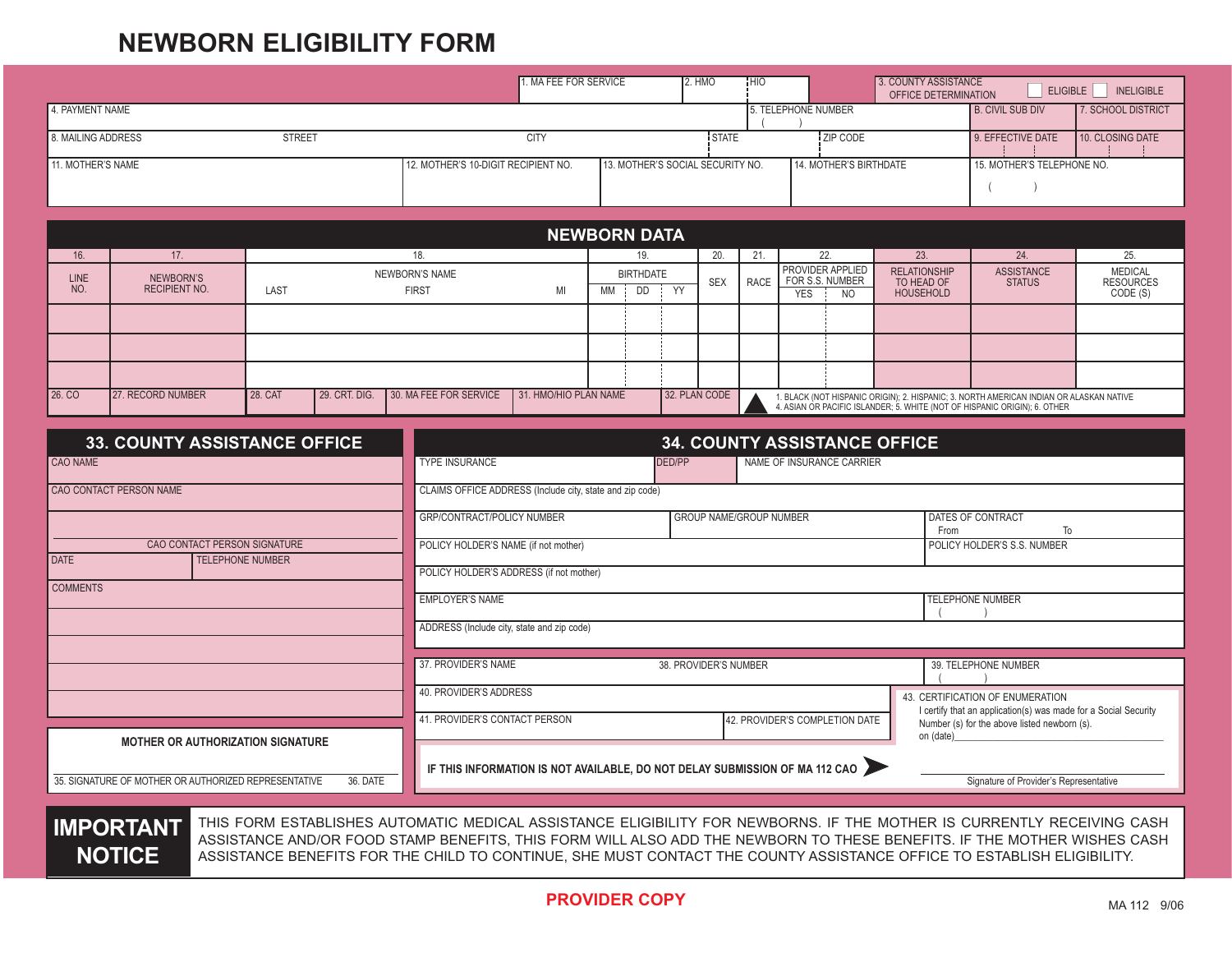# NEWBORN ELIGIBILITY FORM

| 1. MA FEE FOR SERVICE | 2. HMO | HIO | 3. COUNTY ASSISTANCE OFFICE DETERMINATION | ELIGIBLE | INELIGIBLE |
|---|---|---|---|---|---|

| 4. PAYMENT NAME | 5. TELEPHONE NUMBER ( ) | B. CIVIL SUB DIV | 7. SCHOOL DISTRICT |
|---|---|---|---|
| 8. MAILING ADDRESS STREET CITY STATE ZIP CODE | | 9. EFFECTIVE DATE | 10. CLOSING DATE |

| 11. MOTHER'S NAME | 12. MOTHER'S 10-DIGIT RECIPIENT NO. | 13. MOTHER'S SOCIAL SECURITY NO. | 14. MOTHER'S BIRTHDATE | 15. MOTHER'S TELEPHONE NO. ( ) |
|---|---|---|---|---|
| | | | | |

## NEWBORN DATA

| 16. LINE NO. | 17. NEWBORN'S RECIPIENT NO. | 18. NEWBORN'S NAME LAST | FIRST | MI | 19. BIRTHDATE MM | DD | YY | 20. SEX | 21. RACE | 22. PROVIDER APPLIED FOR S.S. NUMBER YES | NO | 23. RELATIONSHIP TO HEAD OF HOUSEHOLD | 24. ASSISTANCE STATUS | 25. MEDICAL RESOURCES CODE (S) |
|---|---|---|---|---|---|---|---|---|---|---|---|---|---|---|
| | | | | | | | | | | | | | | |
| | | | | | | | | | | | | | | |
| | | | | | | | | | | | | | | |

| 26. CO | 27. RECORD NUMBER | 28. CAT | 29. CRT. DIG. | 30. MA FEE FOR SERVICE | 31. HMO/HIO PLAN NAME | 32. PLAN CODE |
|---|---|---|---|---|---|---|

1. BLACK (NOT HISPANIC ORIGIN); 2. HISPANIC; 3. NORTH AMERICAN INDIAN OR ALASKAN NATIVE 4. ASIAN OR PACIFIC ISLANDER; 5. WHITE (NOT OF HISPANIC ORIGIN); 6. OTHER

## 33. COUNTY ASSISTANCE OFFICE

CAO NAME

CAO CONTACT PERSON NAME

CAO CONTACT PERSON SIGNATURE

DATE | TELEPHONE NUMBER

COMMENTS

**MOTHER OR AUTHORIZATION SIGNATURE**

35. SIGNATURE OF MOTHER OR AUTHORIZED REPRESENTATIVE    36. DATE

## 34. COUNTY ASSISTANCE OFFICE

| TYPE INSURANCE | DED/PP | NAME OF INSURANCE CARRIER |
|---|---|---|
| CLAIMS OFFICE ADDRESS (Include city, state and zip code) | | |
| GRP/CONTRACT/POLICY NUMBER | GROUP NAME/GROUP NUMBER | DATES OF CONTRACT From To |
| POLICY HOLDER'S NAME (if not mother) | | POLICY HOLDER'S S.S. NUMBER |
| POLICY HOLDER'S ADDRESS (if not mother) | | |
| EMPLOYER'S NAME | | TELEPHONE NUMBER ( ) |
| ADDRESS (Include city, state and zip code) | | |

| 37. PROVIDER'S NAME | 38. PROVIDER'S NUMBER | 39. TELEPHONE NUMBER ( ) |
|---|---|---|
| 40. PROVIDER'S ADDRESS | | |
| 41. PROVIDER'S CONTACT PERSON | 42. PROVIDER'S COMPLETION DATE | |

43. CERTIFICATION OF ENUMERATION

I certify that an application(s) was made for a Social Security Number (s) for the above listed newborn (s).

on (date)\_\_\_\_\_\_\_\_\_\_

Signature of Provider's Representative

**IF THIS INFORMATION IS NOT AVAILABLE, DO NOT DELAY SUBMISSION OF MA 112 CAO**

**IMPORTANT NOTICE**

THIS FORM ESTABLISHES AUTOMATIC MEDICAL ASSISTANCE ELIGIBILITY FOR NEWBORNS. IF THE MOTHER IS CURRENTLY RECEIVING CASH ASSISTANCE AND/OR FOOD STAMP BENEFITS, THIS FORM WILL ALSO ADD THE NEWBORN TO THESE BENEFITS. IF THE MOTHER WISHES CASH ASSISTANCE BENEFITS FOR THE CHILD TO CONTINUE, SHE MUST CONTACT THE COUNTY ASSISTANCE OFFICE TO ESTABLISH ELIGIBILITY.

**PROVIDER COPY**

MA 112 9/06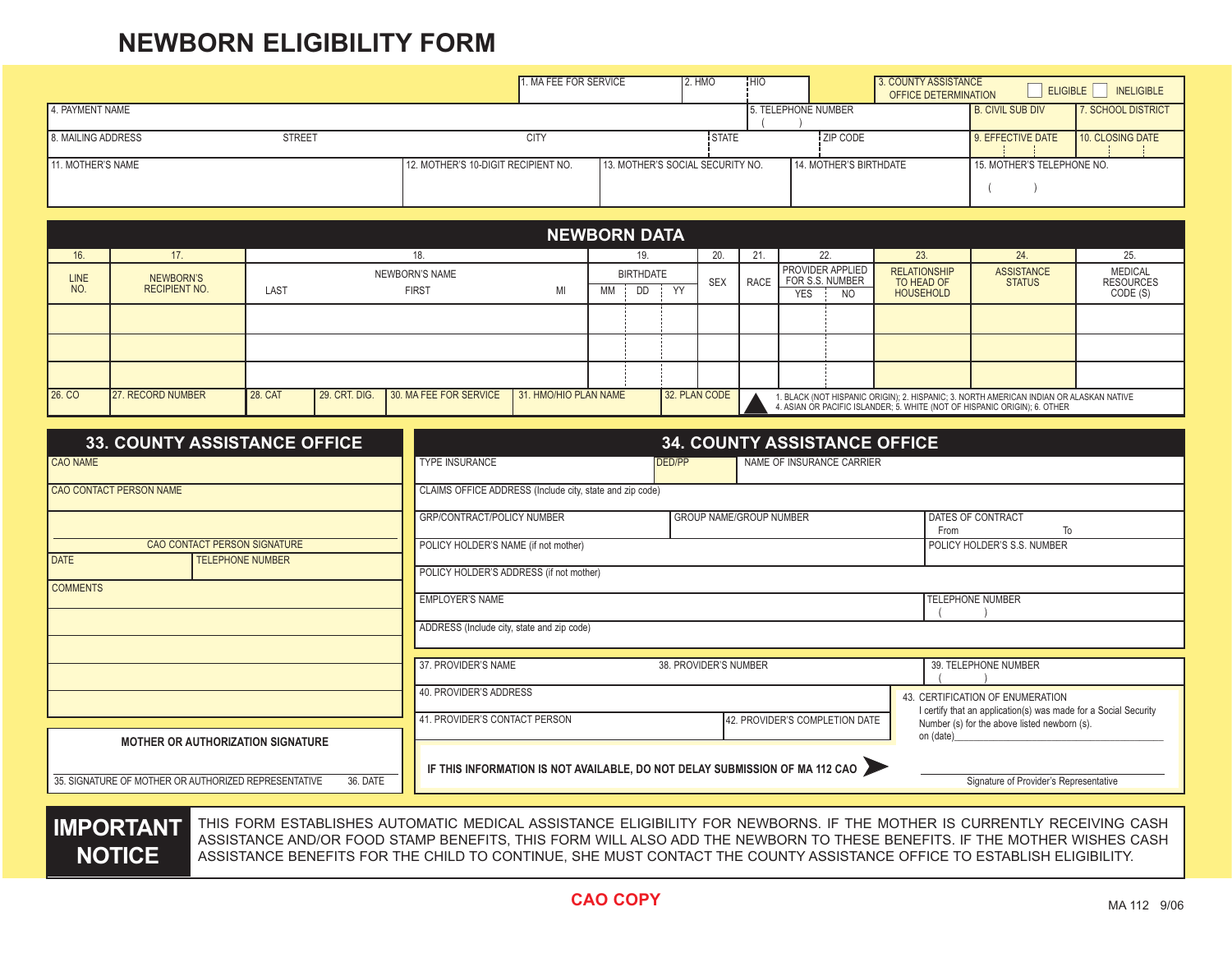# NEWBORN ELIGIBILITY FORM

| | 1. MA FEE FOR SERVICE | 2. HMO | HIO | 3. COUNTY ASSISTANCE OFFICE DETERMINATION | ELIGIBLE | INELIGIBLE |
|---|---|---|---|---|---|---|

| 4. PAYMENT NAME | 5. TELEPHONE NUMBER ( ) | B. CIVIL SUB DIV | 7. SCHOOL DISTRICT |
|---|---|---|---|

| 8. MAILING ADDRESS STREET | CITY | STATE | ZIP CODE | 9. EFFECTIVE DATE | 10. CLOSING DATE |
|---|---|---|---|---|---|

| 11. MOTHER'S NAME | 12. MOTHER'S 10-DIGIT RECIPIENT NO. | 13. MOTHER'S SOCIAL SECURITY NO. | 14. MOTHER'S BIRTHDATE | 15. MOTHER'S TELEPHONE NO. ( ) |
|---|---|---|---|---|

## NEWBORN DATA

| 16. | 17. | 18. | | | 19. | | | 20. | 21. | 22. | | 23. | 24. | 25. |
|---|---|---|---|---|---|---|---|---|---|---|---|---|---|---|
| LINE NO. | NEWBORN'S RECIPIENT NO. | NEWBORN'S NAME | | | BIRTHDATE | | | SEX | RACE | PROVIDER APPLIED FOR S.S. NUMBER | | RELATIONSHIP TO HEAD OF HOUSEHOLD | ASSISTANCE STATUS | MEDICAL RESOURCES CODE (S) |
| | | LAST | FIRST | MI | MM | DD | YY | | | YES | NO | | | |
| | | | | | | | | | | | | | | |
| | | | | | | | | | | | | | | |
| | | | | | | | | | | | | | | |

| 26. CO | 27. RECORD NUMBER | 28. CAT | 29. CRT. DIG. | 30. MA FEE FOR SERVICE | 31. HMO/HIO PLAN NAME | 32. PLAN CODE |
|---|---|---|---|---|---|---|

1. BLACK (NOT HISPANIC ORIGIN); 2. HISPANIC; 3. NORTH AMERICAN INDIAN OR ALASKAN NATIVE 4. ASIAN OR PACIFIC ISLANDER; 5. WHITE (NOT OF HISPANIC ORIGIN); 6. OTHER

## 33. COUNTY ASSISTANCE OFFICE

CAO NAME

CAO CONTACT PERSON NAME

CAO CONTACT PERSON SIGNATURE

| DATE | TELEPHONE NUMBER |
|---|---|

COMMENTS

**MOTHER OR AUTHORIZATION SIGNATURE**

35. SIGNATURE OF MOTHER OR AUTHORIZED REPRESENTATIVE    36. DATE

## 34. COUNTY ASSISTANCE OFFICE

| TYPE INSURANCE | DED/PP | NAME OF INSURANCE CARRIER |
|---|---|---|

CLAIMS OFFICE ADDRESS (Include city, state and zip code)

| GRP/CONTRACT/POLICY NUMBER | GROUP NAME/GROUP NUMBER | DATES OF CONTRACT From To |
|---|---|---|

| POLICY HOLDER'S NAME (if not mother) | POLICY HOLDER'S S.S. NUMBER |
|---|---|

POLICY HOLDER'S ADDRESS (if not mother)

| EMPLOYER'S NAME | TELEPHONE NUMBER ( ) |
|---|---|

ADDRESS (Include city, state and zip code)

| 37. PROVIDER'S NAME | 38. PROVIDER'S NUMBER | 39. TELEPHONE NUMBER ( ) |
|---|---|---|

40. PROVIDER'S ADDRESS

| 41. PROVIDER'S CONTACT PERSON | 42. PROVIDER'S COMPLETION DATE |
|---|---|

43. CERTIFICATION OF ENUMERATION
I certify that an application(s) was made for a Social Security Number (s) for the above listed newborn (s).
on (date)\_\_\_\_\_\_\_\_\_\_

**IF THIS INFORMATION IS NOT AVAILABLE, DO NOT DELAY SUBMISSION OF MA 112 CAO**

Signature of Provider's Representative

**IMPORTANT NOTICE**

THIS FORM ESTABLISHES AUTOMATIC MEDICAL ASSISTANCE ELIGIBILITY FOR NEWBORNS. IF THE MOTHER IS CURRENTLY RECEIVING CASH ASSISTANCE AND/OR FOOD STAMP BENEFITS, THIS FORM WILL ALSO ADD THE NEWBORN TO THESE BENEFITS. IF THE MOTHER WISHES CASH ASSISTANCE BENEFITS FOR THE CHILD TO CONTINUE, SHE MUST CONTACT THE COUNTY ASSISTANCE OFFICE TO ESTABLISH ELIGIBILITY.

**CAO COPY**

MA 112 9/06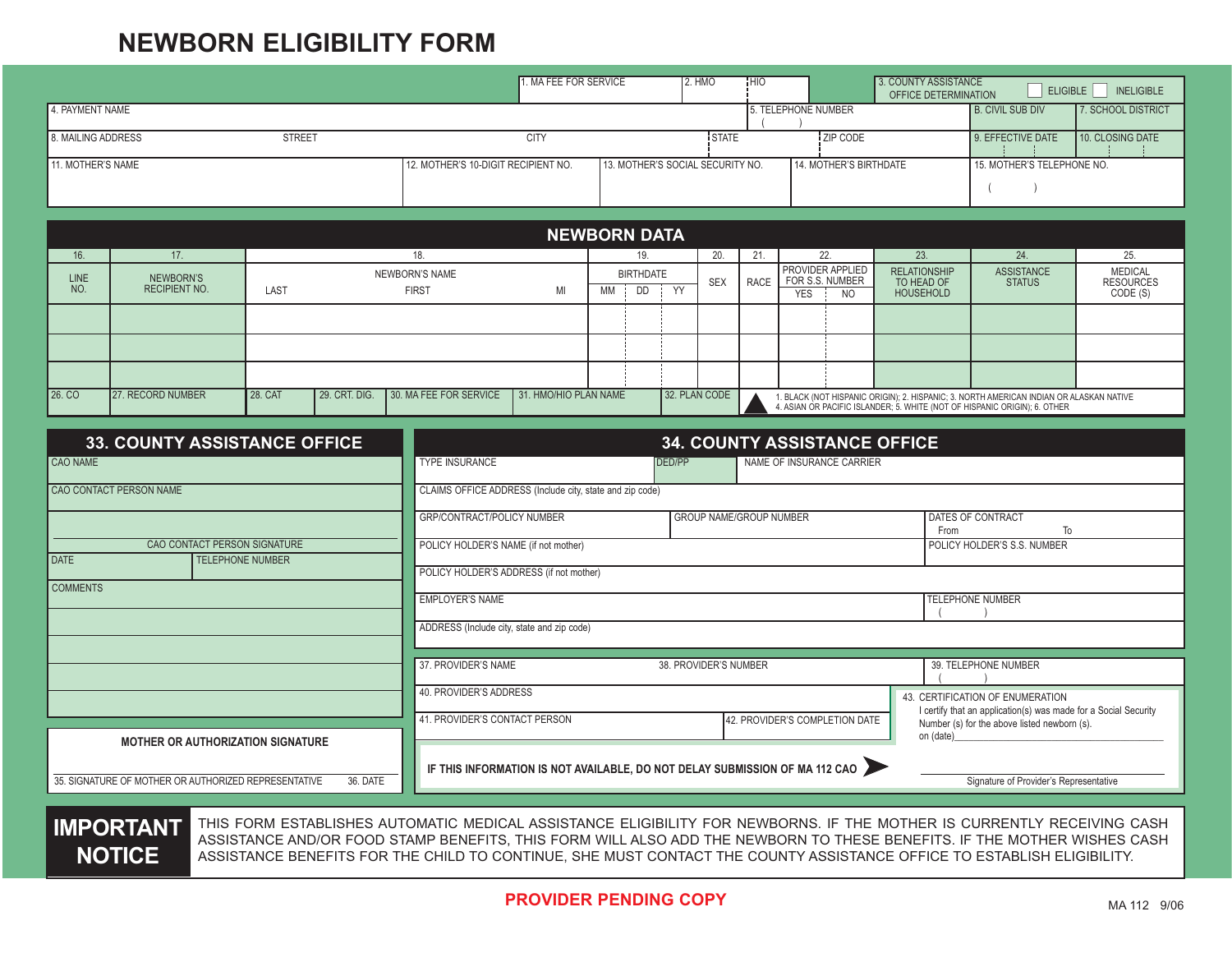# NEWBORN ELIGIBILITY FORM

| | | | |
|---|---|---|---|
| 1. MA FEE FOR SERVICE | 2. HMO | HIO | 3. COUNTY ASSISTANCE OFFICE DETERMINATION ☐ ELIGIBLE ☐ INELIGIBLE |

| | | | |
|---|---|---|---|
| 4. PAYMENT NAME | 5. TELEPHONE NUMBER ( ) | 6. CIVIL SUB DIV | 7. SCHOOL DISTRICT |

| | | | | | | |
|---|---|---|---|---|---|---|
| 8. MAILING ADDRESS | STREET | CITY | STATE | ZIP CODE | 9. EFFECTIVE DATE | 10. CLOSING DATE |

| | | | | |
|---|---|---|---|---|
| 11. MOTHER'S NAME | 12. MOTHER'S 10-DIGIT RECIPIENT NO. | 13. MOTHER'S SOCIAL SECURITY NO. | 14. MOTHER'S BIRTHDATE | 15. MOTHER'S TELEPHONE NO. ( ) |

## NEWBORN DATA

| 16. | 17. | 18. | | | 19. | | | 20. | 21. | 22. | | 23. | 24. | 25. |
|---|---|---|---|---|---|---|---|---|---|---|---|---|---|---|
| LINE NO. | NEWBORN'S RECIPIENT NO. | NEWBORN'S NAME | | | BIRTHDATE | | | SEX | RACE | PROVIDER APPLIED FOR S.S. NUMBER | | RELATIONSHIP TO HEAD OF HOUSEHOLD | ASSISTANCE STATUS | MEDICAL RESOURCES CODE (S) |
| | | LAST | FIRST | MI | MM | DD | YY | | | YES | NO | | | |
| | | | | | | | | | | | | | | |
| | | | | | | | | | | | | | | |
| | | | | | | | | | | | | | | |

| | | | | | | | |
|---|---|---|---|---|---|---|---|
| 26. CO | 27. RECORD NUMBER | 28. CAT | 29. CRT. DIG. | 30. MA FEE FOR SERVICE | 31. HMO/HIO PLAN NAME | 32. PLAN CODE | 1. BLACK (NOT HISPANIC ORIGIN); 2. HISPANIC; 3. NORTH AMERICAN INDIAN OR ALASKAN NATIVE 4. ASIAN OR PACIFIC ISLANDER; 5. WHITE (NOT OF HISPANIC ORIGIN); 6. OTHER |

## 33. COUNTY ASSISTANCE OFFICE

CAO NAME

CAO CONTACT PERSON NAME

CAO CONTACT PERSON SIGNATURE

| | |
|---|---|
| DATE | TELEPHONE NUMBER |

COMMENTS

**MOTHER OR AUTHORIZATION SIGNATURE**

| | |
|---|---|
| 35. SIGNATURE OF MOTHER OR AUTHORIZED REPRESENTATIVE | 36. DATE |

## 34. COUNTY ASSISTANCE OFFICE

| | | |
|---|---|---|
| TYPE INSURANCE | DED/PP | NAME OF INSURANCE CARRIER |

CLAIMS OFFICE ADDRESS (Include city, state and zip code)

| | | |
|---|---|---|
| GRP/CONTRACT/POLICY NUMBER | GROUP NAME/GROUP NUMBER | DATES OF CONTRACT From To |

| | |
|---|---|
| POLICY HOLDER'S NAME (if not mother) | POLICY HOLDER'S S.S. NUMBER |

POLICY HOLDER'S ADDRESS (if not mother)

| | |
|---|---|
| EMPLOYER'S NAME | TELEPHONE NUMBER ( ) |

ADDRESS (Include city, state and zip code)

| | | |
|---|---|---|
| 37. PROVIDER'S NAME | 38. PROVIDER'S NUMBER | 39. TELEPHONE NUMBER ( ) |

40. PROVIDER'S ADDRESS

| | |
|---|---|
| 41. PROVIDER'S CONTACT PERSON | 42. PROVIDER'S COMPLETION DATE |

**IF THIS INFORMATION IS NOT AVAILABLE, DO NOT DELAY SUBMISSION OF MA 112 CAO**

43. CERTIFICATION OF ENUMERATION
I certify that an application(s) was made for a Social Security Number (s) for the above listed newborn (s).
on (date)\_\_\_\_\_\_\_\_\_\_\_\_\_\_\_\_\_\_\_\_

Signature of Provider's Representative

**IMPORTANT NOTICE**

THIS FORM ESTABLISHES AUTOMATIC MEDICAL ASSISTANCE ELIGIBILITY FOR NEWBORNS. IF THE MOTHER IS CURRENTLY RECEIVING CASH ASSISTANCE AND/OR FOOD STAMP BENEFITS, THIS FORM WILL ALSO ADD THE NEWBORN TO THESE BENEFITS. IF THE MOTHER WISHES CASH ASSISTANCE BENEFITS FOR THE CHILD TO CONTINUE, SHE MUST CONTACT THE COUNTY ASSISTANCE OFFICE TO ESTABLISH ELIGIBILITY.

**PROVIDER PENDING COPY**

MA 112 9/06